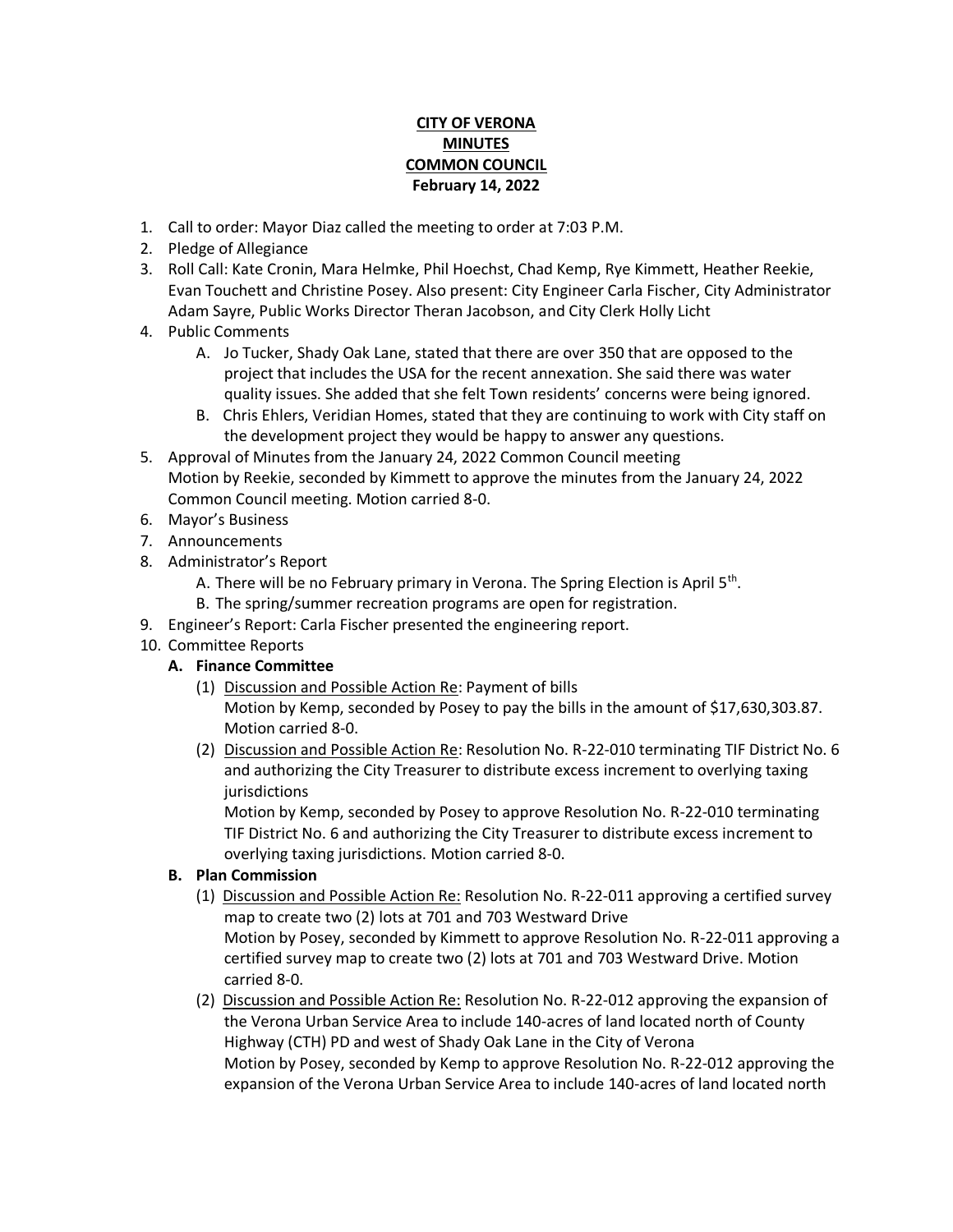# CITY OF VERONA
# MINUTES
# COMMON COUNCIL
## February 14, 2022

1. Call to order: Mayor Diaz called the meeting to order at 7:03 P.M.
2. Pledge of Allegiance
3. Roll Call: Kate Cronin, Mara Helmke, Phil Hoechst, Chad Kemp, Rye Kimmett, Heather Reekie, Evan Touchett and Christine Posey. Also present: City Engineer Carla Fischer, City Administrator Adam Sayre, Public Works Director Theran Jacobson, and City Clerk Holly Licht
4. Public Comments
   - A. Jo Tucker, Shady Oak Lane, stated that there are over 350 that are opposed to the project that includes the USA for the recent annexation. She said there was water quality issues. She added that she felt Town residents' concerns were being ignored.
   - B. Chris Ehlers, Veridian Homes, stated that they are continuing to work with City staff on the development project they would be happy to answer any questions.
5. Approval of Minutes from the January 24, 2022 Common Council meeting
   Motion by Reekie, seconded by Kimmett to approve the minutes from the January 24, 2022 Common Council meeting. Motion carried 8-0.
6. Mayor's Business
7. Announcements
8. Administrator's Report
   - A. There will be no February primary in Verona. The Spring Election is April 5th.
   - B. The spring/summer recreation programs are open for registration.
9. Engineer's Report: Carla Fischer presented the engineering report.
10. Committee Reports

    **A. Finance Committee**

    (1) Discussion and Possible Action Re: Payment of bills
    Motion by Kemp, seconded by Posey to pay the bills in the amount of $17,630,303.87. Motion carried 8-0.

    (2) Discussion and Possible Action Re: Resolution No. R-22-010 terminating TIF District No. 6 and authorizing the City Treasurer to distribute excess increment to overlying taxing jurisdictions
    Motion by Kemp, seconded by Posey to approve Resolution No. R-22-010 terminating TIF District No. 6 and authorizing the City Treasurer to distribute excess increment to overlying taxing jurisdictions. Motion carried 8-0.

    **B. Plan Commission**

    (1) Discussion and Possible Action Re: Resolution No. R-22-011 approving a certified survey map to create two (2) lots at 701 and 703 Westward Drive
    Motion by Posey, seconded by Kimmett to approve Resolution No. R-22-011 approving a certified survey map to create two (2) lots at 701 and 703 Westward Drive. Motion carried 8-0.

    (2) Discussion and Possible Action Re: Resolution No. R-22-012 approving the expansion of the Verona Urban Service Area to include 140-acres of land located north of County Highway (CTH) PD and west of Shady Oak Lane in the City of Verona
    Motion by Posey, seconded by Kemp to approve Resolution No. R-22-012 approving the expansion of the Verona Urban Service Area to include 140-acres of land located north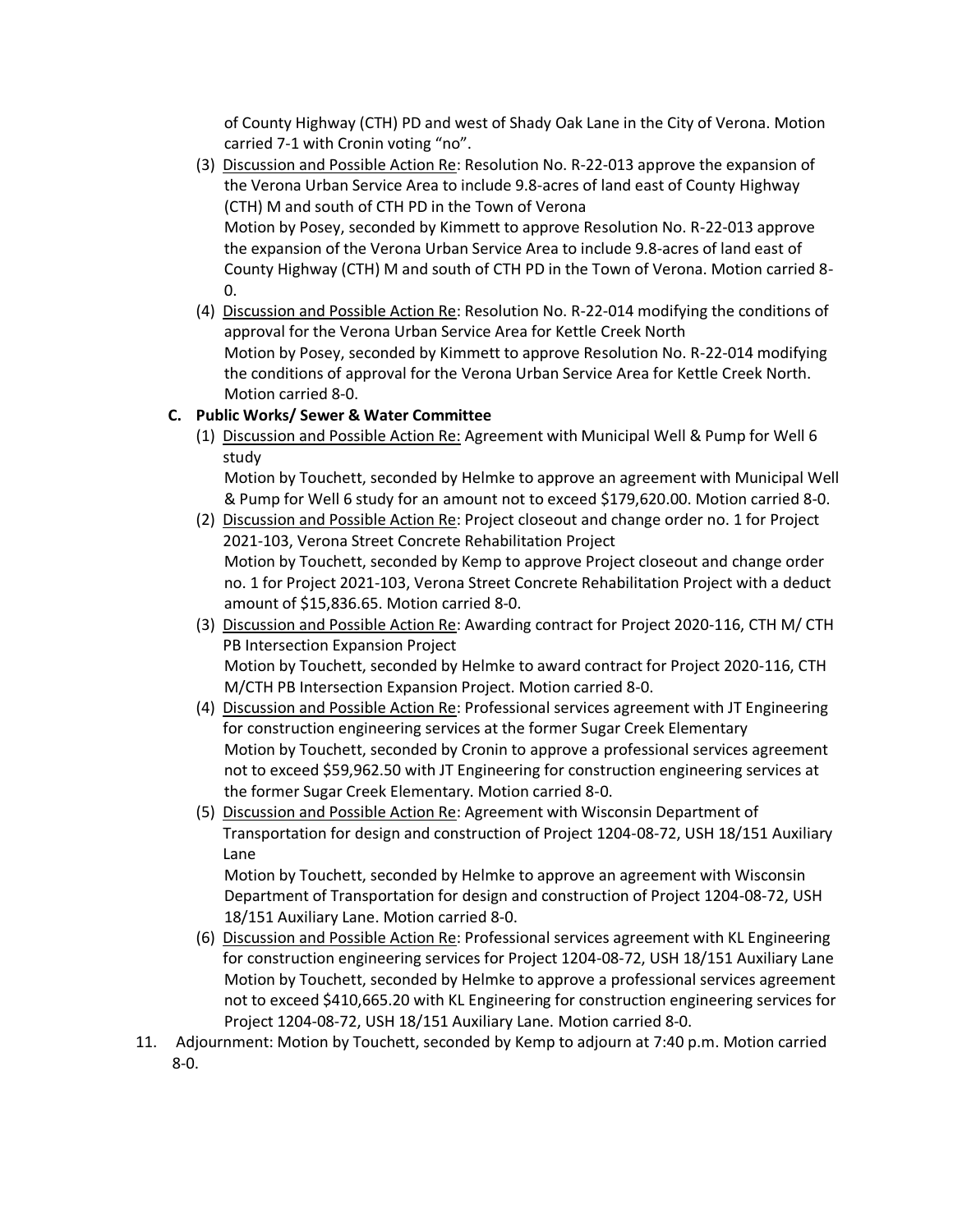of County Highway (CTH) PD and west of Shady Oak Lane in the City of Verona. Motion carried 7-1 with Cronin voting "no".

(3) Discussion and Possible Action Re: Resolution No. R-22-013 approve the expansion of the Verona Urban Service Area to include 9.8-acres of land east of County Highway (CTH) M and south of CTH PD in the Town of Verona
Motion by Posey, seconded by Kimmett to approve Resolution No. R-22-013 approve the expansion of the Verona Urban Service Area to include 9.8-acres of land east of County Highway (CTH) M and south of CTH PD in the Town of Verona. Motion carried 8-0.

(4) Discussion and Possible Action Re: Resolution No. R-22-014 modifying the conditions of approval for the Verona Urban Service Area for Kettle Creek North
Motion by Posey, seconded by Kimmett to approve Resolution No. R-22-014 modifying the conditions of approval for the Verona Urban Service Area for Kettle Creek North. Motion carried 8-0.

**C. Public Works/ Sewer & Water Committee**

(1) Discussion and Possible Action Re: Agreement with Municipal Well & Pump for Well 6 study
Motion by Touchett, seconded by Helmke to approve an agreement with Municipal Well & Pump for Well 6 study for an amount not to exceed $179,620.00. Motion carried 8-0.

(2) Discussion and Possible Action Re: Project closeout and change order no. 1 for Project 2021-103, Verona Street Concrete Rehabilitation Project
Motion by Touchett, seconded by Kemp to approve Project closeout and change order no. 1 for Project 2021-103, Verona Street Concrete Rehabilitation Project with a deduct amount of $15,836.65. Motion carried 8-0.

(3) Discussion and Possible Action Re: Awarding contract for Project 2020-116, CTH M/ CTH PB Intersection Expansion Project
Motion by Touchett, seconded by Helmke to award contract for Project 2020-116, CTH M/CTH PB Intersection Expansion Project. Motion carried 8-0.

(4) Discussion and Possible Action Re: Professional services agreement with JT Engineering for construction engineering services at the former Sugar Creek Elementary
Motion by Touchett, seconded by Cronin to approve a professional services agreement not to exceed $59,962.50 with JT Engineering for construction engineering services at the former Sugar Creek Elementary. Motion carried 8-0.

(5) Discussion and Possible Action Re: Agreement with Wisconsin Department of Transportation for design and construction of Project 1204-08-72, USH 18/151 Auxiliary Lane
Motion by Touchett, seconded by Helmke to approve an agreement with Wisconsin Department of Transportation for design and construction of Project 1204-08-72, USH 18/151 Auxiliary Lane. Motion carried 8-0.

(6) Discussion and Possible Action Re: Professional services agreement with KL Engineering for construction engineering services for Project 1204-08-72, USH 18/151 Auxiliary Lane
Motion by Touchett, seconded by Helmke to approve a professional services agreement not to exceed $410,665.20 with KL Engineering for construction engineering services for Project 1204-08-72, USH 18/151 Auxiliary Lane. Motion carried 8-0.

11. Adjournment: Motion by Touchett, seconded by Kemp to adjourn at 7:40 p.m. Motion carried 8-0.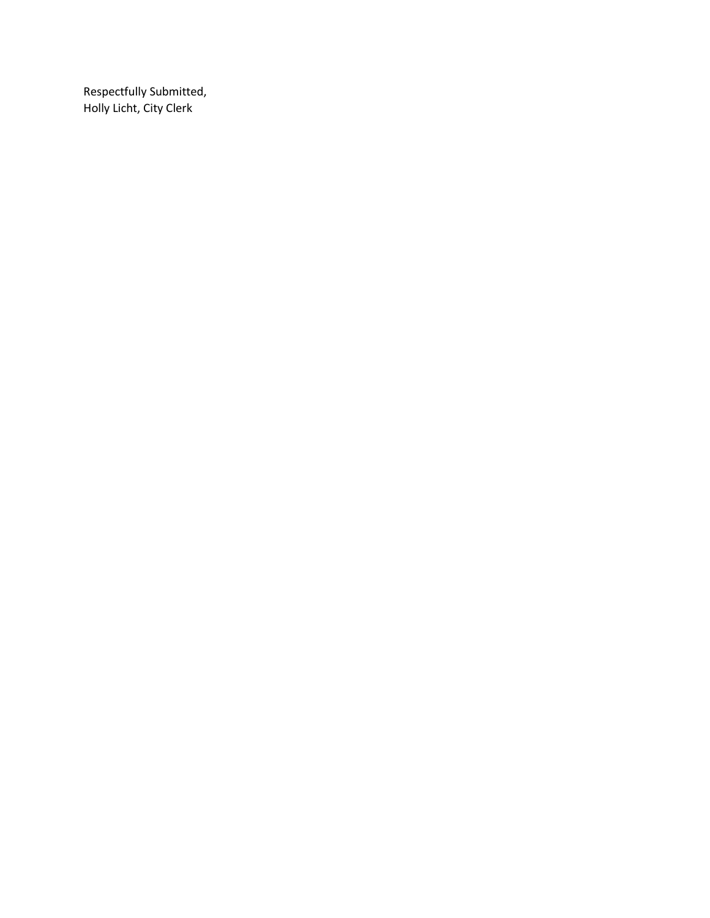Respectfully Submitted,
Holly Licht, City Clerk